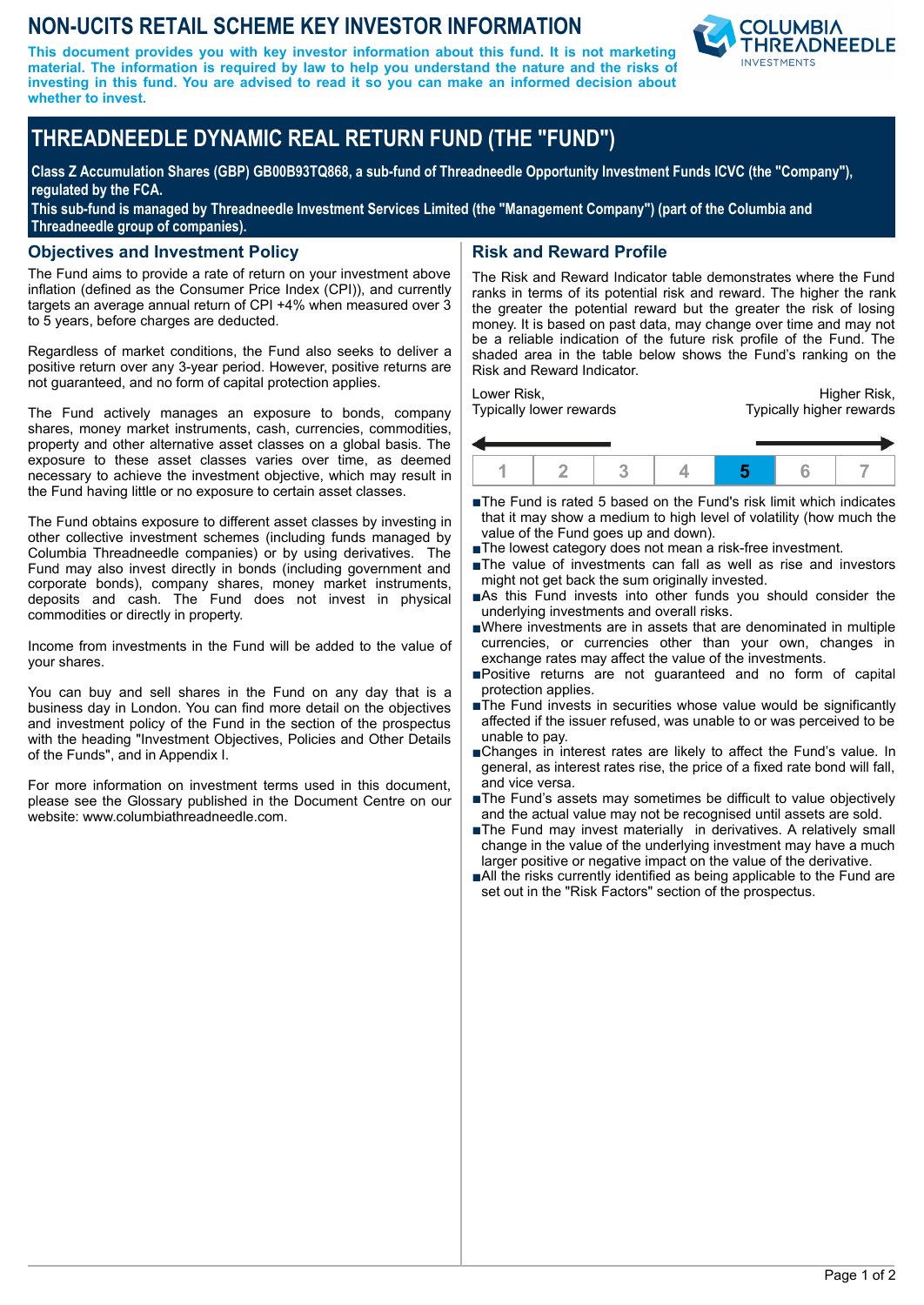# NON-UCITS RETAIL SCHEME KEY INVESTOR INFORMATION

**This document provides you with key investor information about this fund. It is not marketing material. The information is required by law to help you understand the nature and the risks of investing in this fund. You are advised to read it so you can make an informed decision about whether to invest.**

# THREADNEEDLE DYNAMIC REAL RETURN FUND (THE "FUND")

**Class Z Accumulation Shares (GBP) GB00B93TQ868, a sub-fund of Threadneedle Opportunity Investment Funds ICVC (the "Company"), regulated by the FCA.**

**This sub-fund is managed by Threadneedle Investment Services Limited (the "Management Company") (part of the Columbia and Threadneedle group of companies).**

## Objectives and Investment Policy

The Fund aims to provide a rate of return on your investment above inflation (defined as the Consumer Price Index (CPI)), and currently targets an average annual return of CPI +4% when measured over 3 to 5 years, before charges are deducted.

Regardless of market conditions, the Fund also seeks to deliver a positive return over any 3-year period. However, positive returns are not guaranteed, and no form of capital protection applies.

The Fund actively manages an exposure to bonds, company shares, money market instruments, cash, currencies, commodities, property and other alternative asset classes on a global basis. The exposure to these asset classes varies over time, as deemed necessary to achieve the investment objective, which may result in the Fund having little or no exposure to certain asset classes.

The Fund obtains exposure to different asset classes by investing in other collective investment schemes (including funds managed by Columbia Threadneedle companies) or by using derivatives. The Fund may also invest directly in bonds (including government and corporate bonds), company shares, money market instruments, deposits and cash. The Fund does not invest in physical commodities or directly in property.

Income from investments in the Fund will be added to the value of your shares.

You can buy and sell shares in the Fund on any day that is a business day in London. You can find more detail on the objectives and investment policy of the Fund in the section of the prospectus with the heading "Investment Objectives, Policies and Other Details of the Funds", and in Appendix I.

For more information on investment terms used in this document, please see the Glossary published in the Document Centre on our website: www.columbiathreadneedle.com.

## Risk and Reward Profile

The Risk and Reward Indicator table demonstrates where the Fund ranks in terms of its potential risk and reward. The higher the rank the greater the potential reward but the greater the risk of losing money. It is based on past data, may change over time and may not be a reliable indication of the future risk profile of the Fund. The shaded area in the table below shows the Fund's ranking on the Risk and Reward Indicator.

Lower Risk, Typically lower rewards — Higher Risk, Typically higher rewards

| 1 | 2 | 3 | 4 | **5** | 6 | 7 |
|---|---|---|---|---|---|---|

- The Fund is rated 5 based on the Fund's risk limit which indicates that it may show a medium to high level of volatility (how much the value of the Fund goes up and down).
- The lowest category does not mean a risk-free investment.
- The value of investments can fall as well as rise and investors might not get back the sum originally invested.
- As this Fund invests into other funds you should consider the underlying investments and overall risks.
- Where investments are in assets that are denominated in multiple currencies, or currencies other than your own, changes in exchange rates may affect the value of the investments.
- Positive returns are not guaranteed and no form of capital protection applies.
- The Fund invests in securities whose value would be significantly affected if the issuer refused, was unable to or was perceived to be unable to pay.
- Changes in interest rates are likely to affect the Fund's value. In general, as interest rates rise, the price of a fixed rate bond will fall, and vice versa.
- The Fund's assets may sometimes be difficult to value objectively and the actual value may not be recognised until assets are sold.
- The Fund may invest materially in derivatives. A relatively small change in the value of the underlying investment may have a much larger positive or negative impact on the value of the derivative.
- All the risks currently identified as being applicable to the Fund are set out in the "Risk Factors" section of the prospectus.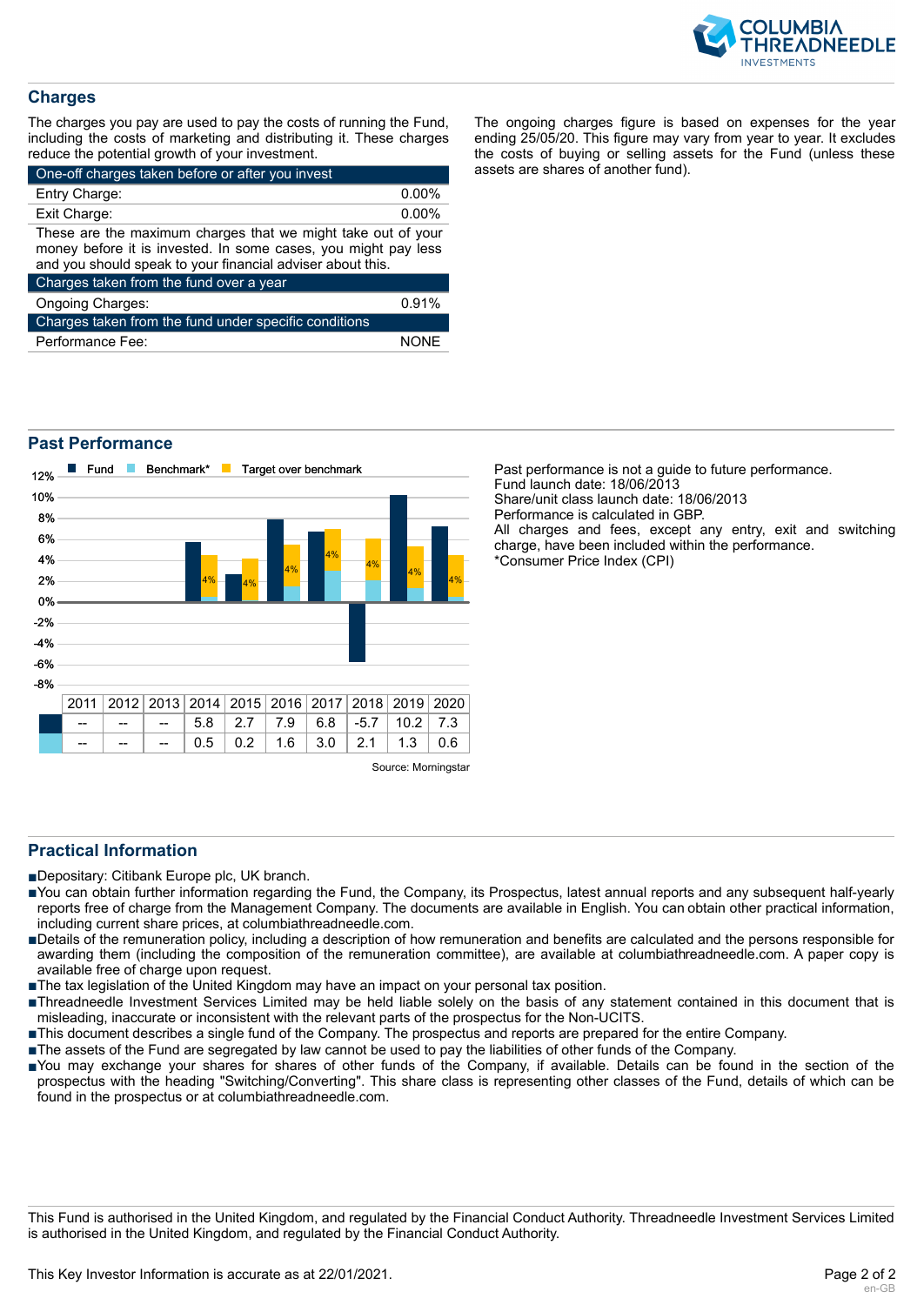## Charges

The charges you pay are used to pay the costs of running the Fund, including the costs of marketing and distributing it. These charges reduce the potential growth of your investment.

| One-off charges taken before or after you invest | |
|---|---|
| Entry Charge: | 0.00% |
| Exit Charge: | 0.00% |
| These are the maximum charges that we might take out of your money before it is invested. In some cases, you might pay less and you should speak to your financial adviser about this. | |
| **Charges taken from the fund over a year** | |
| Ongoing Charges: | 0.91% |
| **Charges taken from the fund under specific conditions** | |
| Performance Fee: | NONE |

The ongoing charges figure is based on expenses for the year ending 25/05/20. This figure may vary from year to year. It excludes the costs of buying or selling assets for the Fund (unless these assets are shares of another fund).

## Past Performance

Fund Benchmark* Target over benchmark

12% 10% 8% 6% 4% 2% 0% -2% -4% -6% -8%

4% 4% 4% 4% 4% 4% 4%

| | 2011 | 2012 | 2013 | 2014 | 2015 | 2016 | 2017 | 2018 | 2019 | 2020 |
|---|---|---|---|---|---|---|---|---|---|---|
| Fund | -- | -- | -- | 5.8 | 2.7 | 7.9 | 6.8 | -5.7 | 10.2 | 7.3 |
| Benchmark* | -- | -- | -- | 0.5 | 0.2 | 1.6 | 3.0 | 2.1 | 1.3 | 0.6 |

Source: Morningstar

Past performance is not a guide to future performance.
Fund launch date: 18/06/2013
Share/unit class launch date: 18/06/2013
Performance is calculated in GBP.
All charges and fees, except any entry, exit and switching charge, have been included within the performance.
*Consumer Price Index (CPI)

## Practical Information

- Depositary: Citibank Europe plc, UK branch.
- You can obtain further information regarding the Fund, the Company, its Prospectus, latest annual reports and any subsequent half-yearly reports free of charge from the Management Company. The documents are available in English. You can obtain other practical information, including current share prices, at columbiathreadneedle.com.
- Details of the remuneration policy, including a description of how remuneration and benefits are calculated and the persons responsible for awarding them (including the composition of the remuneration committee), are available at columbiathreadneedle.com. A paper copy is available free of charge upon request.
- The tax legislation of the United Kingdom may have an impact on your personal tax position.
- Threadneedle Investment Services Limited may be held liable solely on the basis of any statement contained in this document that is misleading, inaccurate or inconsistent with the relevant parts of the prospectus for the Non-UCITS.
- This document describes a single fund of the Company. The prospectus and reports are prepared for the entire Company.
- The assets of the Fund are segregated by law cannot be used to pay the liabilities of other funds of the Company.
- You may exchange your shares for shares of other funds of the Company, if available. Details can be found in the section of the prospectus with the heading "Switching/Converting". This share class is representing other classes of the Fund, details of which can be found in the prospectus or at columbiathreadneedle.com.

This Fund is authorised in the United Kingdom, and regulated by the Financial Conduct Authority. Threadneedle Investment Services Limited is authorised in the United Kingdom, and regulated by the Financial Conduct Authority.

This Key Investor Information is accurate as at 22/01/2021.